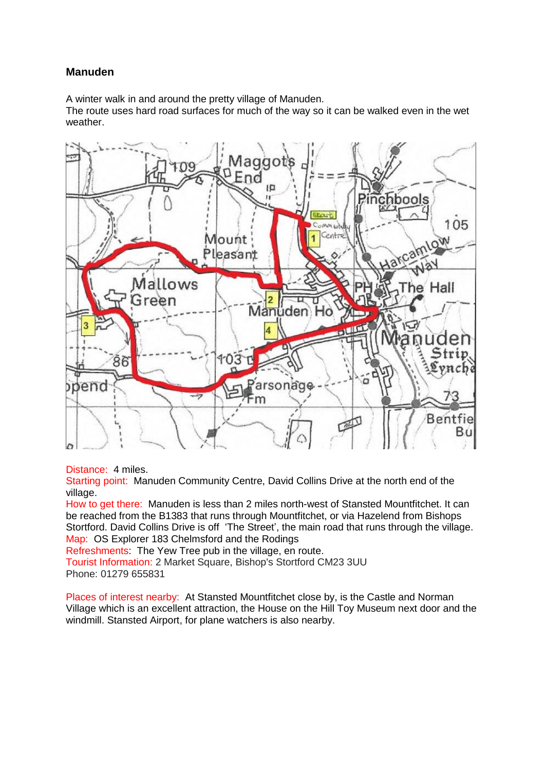# Manuden

A winter walk in and around the pretty village of Manuden.
The route uses hard road surfaces for much of the way so it can be walked even in the wet weather.

Distance: 4 miles.
Starting point: Manuden Community Centre, David Collins Drive at the north end of the village.
How to get there: Manuden is less than 2 miles north-west of Stansted Mountfitchet. It can be reached from the B1383 that runs through Mountfitchet, or via Hazelend from Bishops Stortford. David Collins Drive is off 'The Street', the main road that runs through the village.
Map: OS Explorer 183 Chelmsford and the Rodings
Refreshments: The Yew Tree pub in the village, en route.
Tourist Information: 2 Market Square, Bishop's Stortford CM23 3UU
Phone: 01279 655831

Places of interest nearby: At Stansted Mountfitchet close by, is the Castle and Norman Village which is an excellent attraction, the House on the Hill Toy Museum next door and the windmill. Stansted Airport, for plane watchers is also nearby.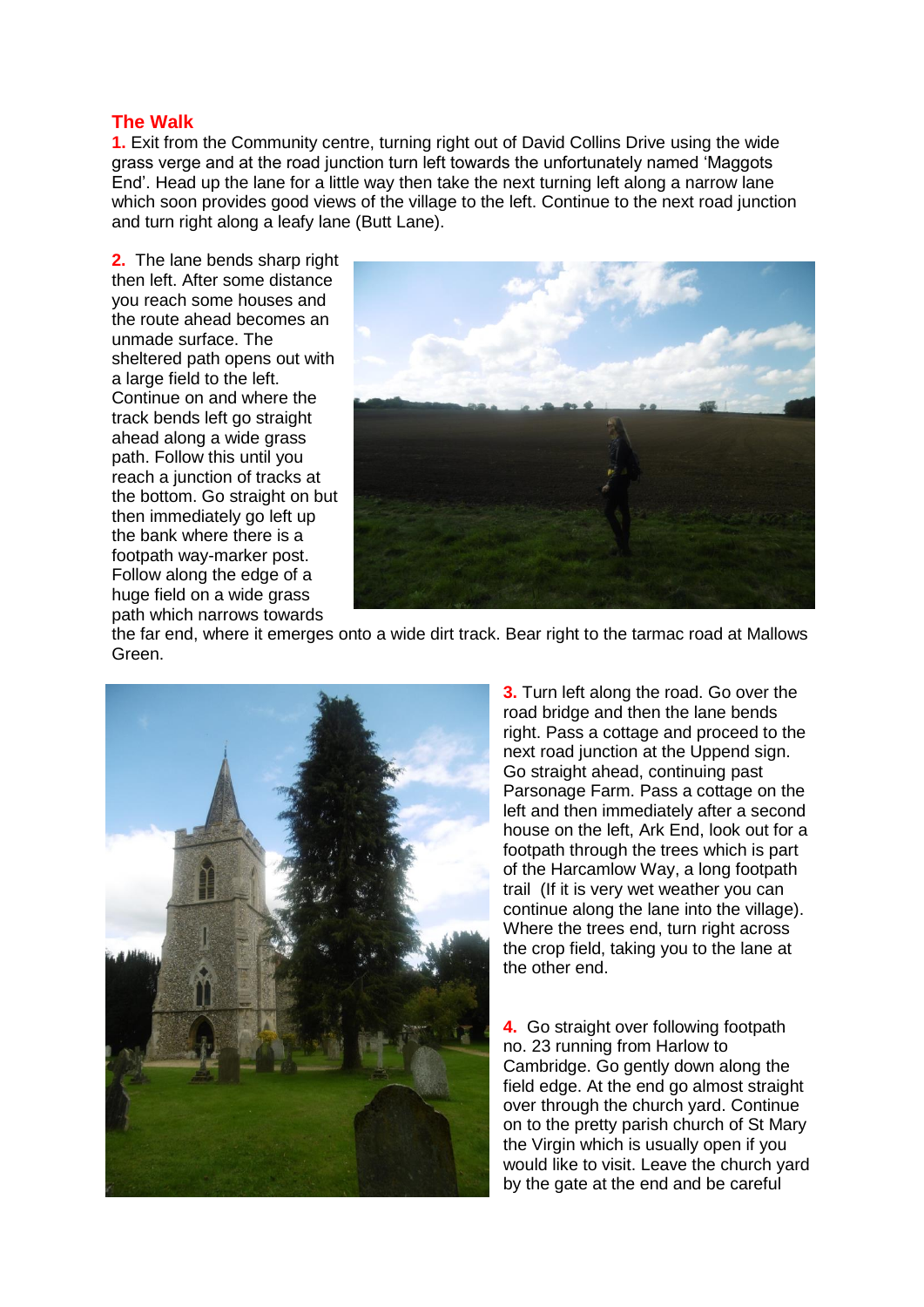## The Walk

**1.** Exit from the Community centre, turning right out of David Collins Drive using the wide grass verge and at the road junction turn left towards the unfortunately named 'Maggots End'. Head up the lane for a little way then take the next turning left along a narrow lane which soon provides good views of the village to the left. Continue to the next road junction and turn right along a leafy lane (Butt Lane).

**2.** The lane bends sharp right then left. After some distance you reach some houses and the route ahead becomes an unmade surface. The sheltered path opens out with a large field to the left. Continue on and where the track bends left go straight ahead along a wide grass path. Follow this until you reach a junction of tracks at the bottom. Go straight on but then immediately go left up the bank where there is a footpath way-marker post. Follow along the edge of a huge field on a wide grass path which narrows towards the far end, where it emerges onto a wide dirt track. Bear right to the tarmac road at Mallows Green.

**3.** Turn left along the road. Go over the road bridge and then the lane bends right. Pass a cottage and proceed to the next road junction at the Uppend sign. Go straight ahead, continuing past Parsonage Farm. Pass a cottage on the left and then immediately after a second house on the left, Ark End, look out for a footpath through the trees which is part of the Harcamlow Way, a long footpath trail (If it is very wet weather you can continue along the lane into the village). Where the trees end, turn right across the crop field, taking you to the lane at the other end.

**4.** Go straight over following footpath no. 23 running from Harlow to Cambridge. Go gently down along the field edge. At the end go almost straight over through the church yard. Continue on to the pretty parish church of St Mary the Virgin which is usually open if you would like to visit. Leave the church yard by the gate at the end and be careful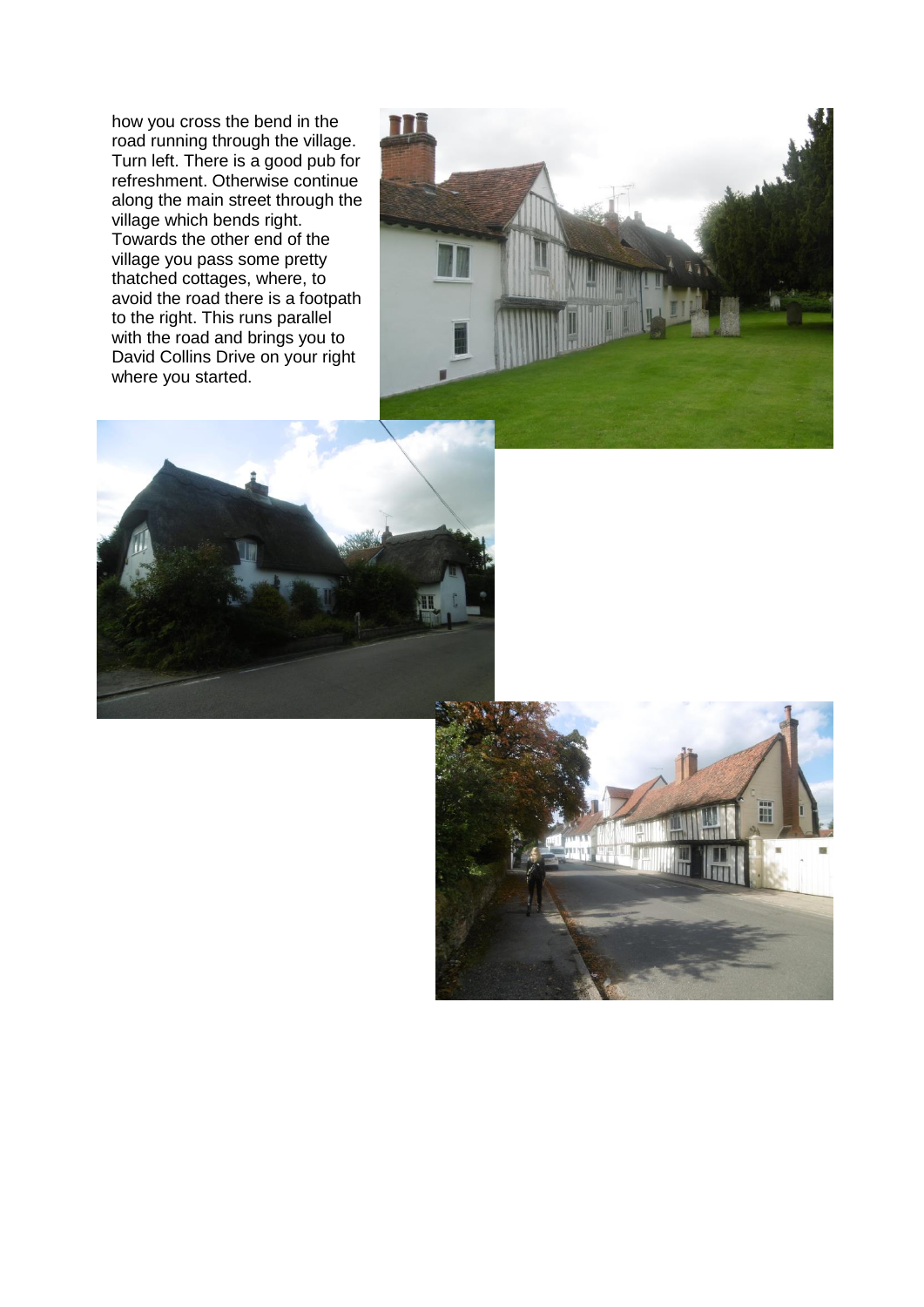how you cross the bend in the road running through the village. Turn left. There is a good pub for refreshment. Otherwise continue along the main street through the village which bends right. Towards the other end of the village you pass some pretty thatched cottages, where, to avoid the road there is a footpath to the right. This runs parallel with the road and brings you to David Collins Drive on your right where you started.